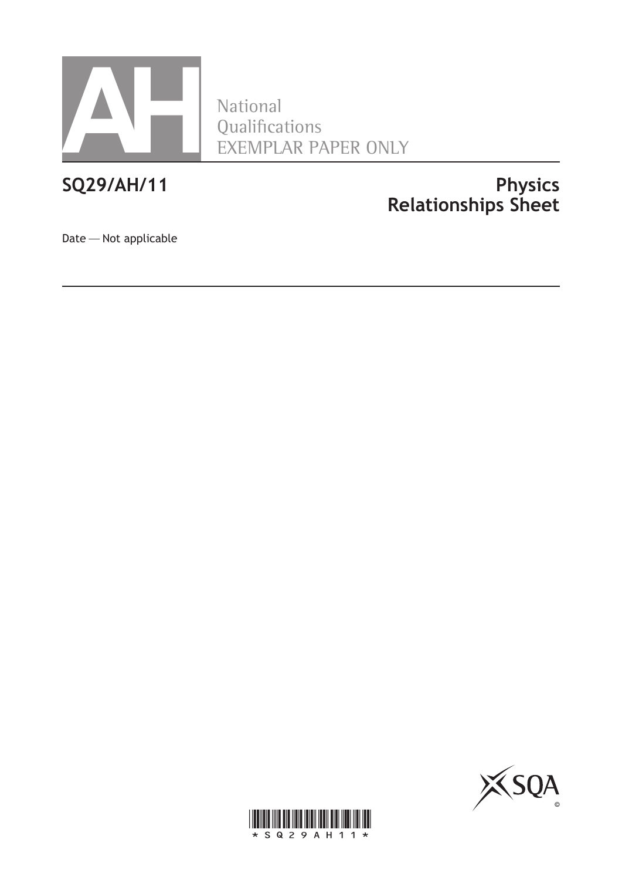National
Qualifications
EXEMPLAR PAPER ONLY

**SQ29/AH/11**

# Physics
# Relationships Sheet

Date — Not applicable

*SQ29AH11*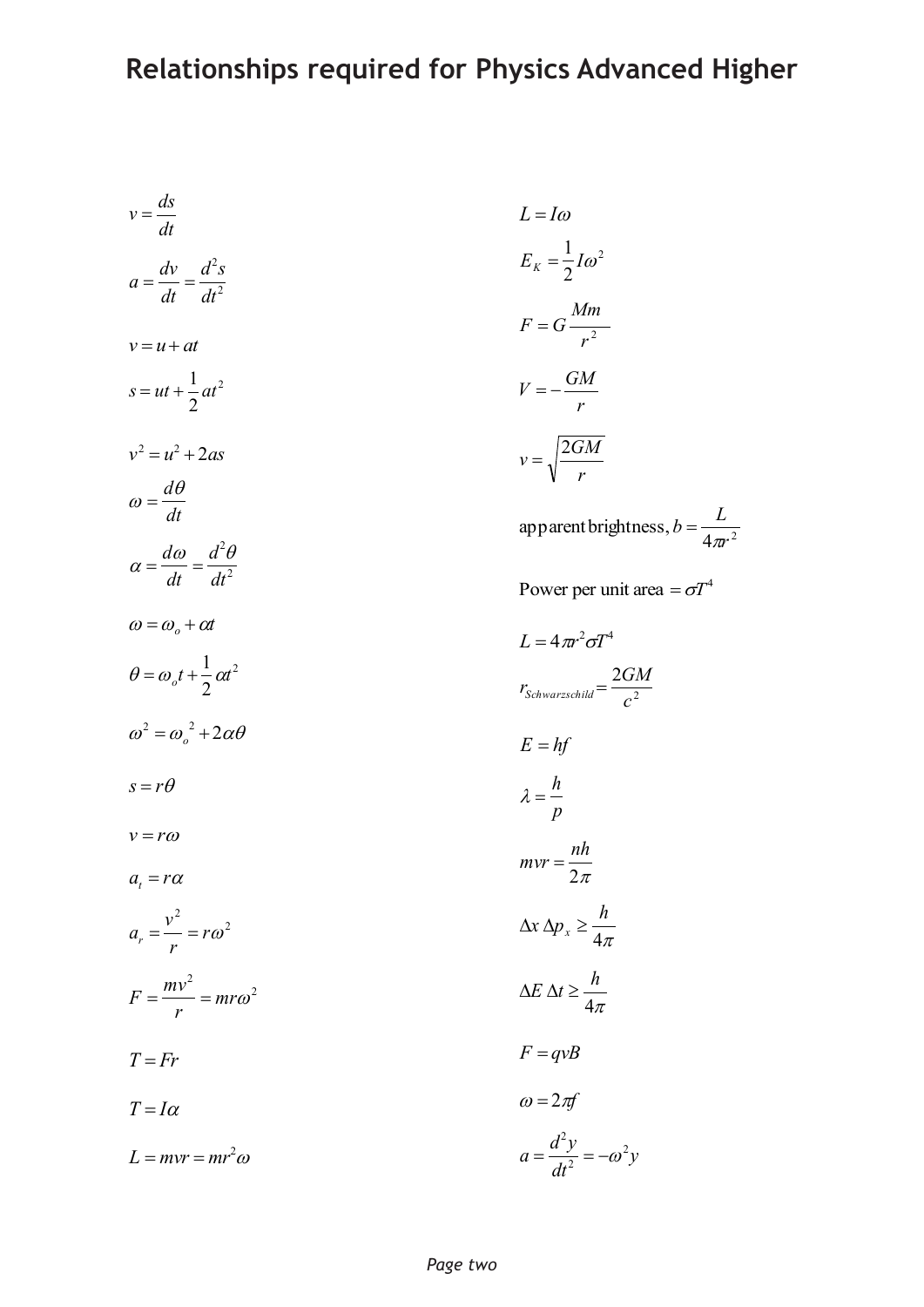# Relationships required for Physics Advanced Higher

$$v = \frac{ds}{dt}$$

$$a = \frac{dv}{dt} = \frac{d^2s}{dt^2}$$

$$v = u + at$$

$$s = ut + \frac{1}{2}at^2$$

$$v^2 = u^2 + 2as$$

$$\omega = \frac{d\theta}{dt}$$

$$\alpha = \frac{d\omega}{dt} = \frac{d^2\theta}{dt^2}$$

$$\omega = \omega_o + \alpha t$$

$$\theta = \omega_o t + \frac{1}{2}\alpha t^2$$

$$\omega^2 = \omega_o^{\ 2} + 2\alpha\theta$$

$$s = r\theta$$

$$v = r\omega$$

$$a_t = r\alpha$$

$$a_r = \frac{v^2}{r} = r\omega^2$$

$$F = \frac{mv^2}{r} = mr\omega^2$$

$$T = Fr$$

$$T = I\alpha$$

$$L = mvr = mr^2\omega$$

$$L = I\omega$$

$$E_K = \frac{1}{2}I\omega^2$$

$$F = G\frac{Mm}{r^2}$$

$$V = -\frac{GM}{r}$$

$$v = \sqrt{\frac{2GM}{r}}$$

$$\text{apparent brightness, } b = \frac{L}{4\pi r^2}$$

$$\text{Power per unit area } = \sigma T^4$$

$$L = 4\pi r^2 \sigma T^4$$

$$r_{Schwarzschild} = \frac{2GM}{c^2}$$

$$E = hf$$

$$\lambda = \frac{h}{p}$$

$$mvr = \frac{nh}{2\pi}$$

$$\Delta x\, \Delta p_x \geq \frac{h}{4\pi}$$

$$\Delta E\, \Delta t \geq \frac{h}{4\pi}$$

$$F = qvB$$

$$\omega = 2\pi f$$

$$a = \frac{d^2y}{dt^2} = -\omega^2 y$$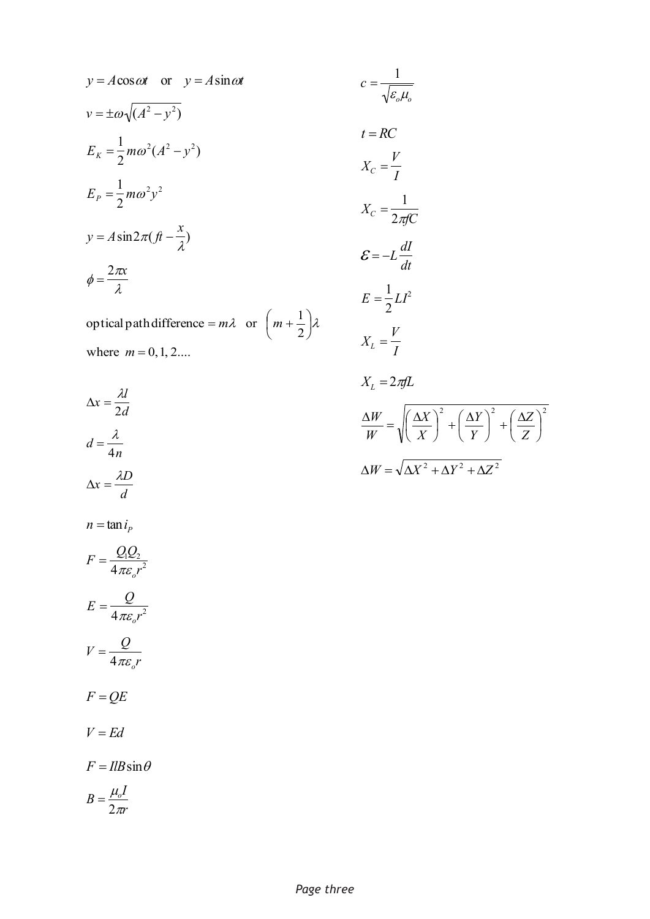$$y = A\cos\omega t \quad \text{or} \quad y = A\sin\omega t$$

$$v = \pm\omega\sqrt{(A^2 - y^2)}$$

$$E_K = \frac{1}{2}m\omega^2(A^2 - y^2)$$

$$E_P = \frac{1}{2}m\omega^2 y^2$$

$$y = A\sin 2\pi(ft - \frac{x}{\lambda})$$

$$\phi = \frac{2\pi x}{\lambda}$$

$$\text{optical path difference} = m\lambda \quad \text{or} \quad \left(m + \frac{1}{2}\right)\lambda$$

where $m = 0, 1, 2....$

$$\Delta x = \frac{\lambda l}{2d}$$

$$d = \frac{\lambda}{4n}$$

$$\Delta x = \frac{\lambda D}{d}$$

$$n = \tan i_P$$

$$F = \frac{Q_1 Q_2}{4\pi\varepsilon_o r^2}$$

$$E = \frac{Q}{4\pi\varepsilon_o r^2}$$

$$V = \frac{Q}{4\pi\varepsilon_o r}$$

$$F = QE$$

$$V = Ed$$

$$F = IlB\sin\theta$$

$$B = \frac{\mu_o I}{2\pi r}$$

$$c = \frac{1}{\sqrt{\varepsilon_o \mu_o}}$$

$$t = RC$$

$$X_C = \frac{V}{I}$$

$$X_C = \frac{1}{2\pi fC}$$

$$\mathcal{E} = -L\frac{dI}{dt}$$

$$E = \frac{1}{2}LI^2$$

$$X_L = \frac{V}{I}$$

$$X_L = 2\pi fL$$

$$\frac{\Delta W}{W} = \sqrt{\left(\frac{\Delta X}{X}\right)^2 + \left(\frac{\Delta Y}{Y}\right)^2 + \left(\frac{\Delta Z}{Z}\right)^2}$$

$$\Delta W = \sqrt{\Delta X^2 + \Delta Y^2 + \Delta Z^2}$$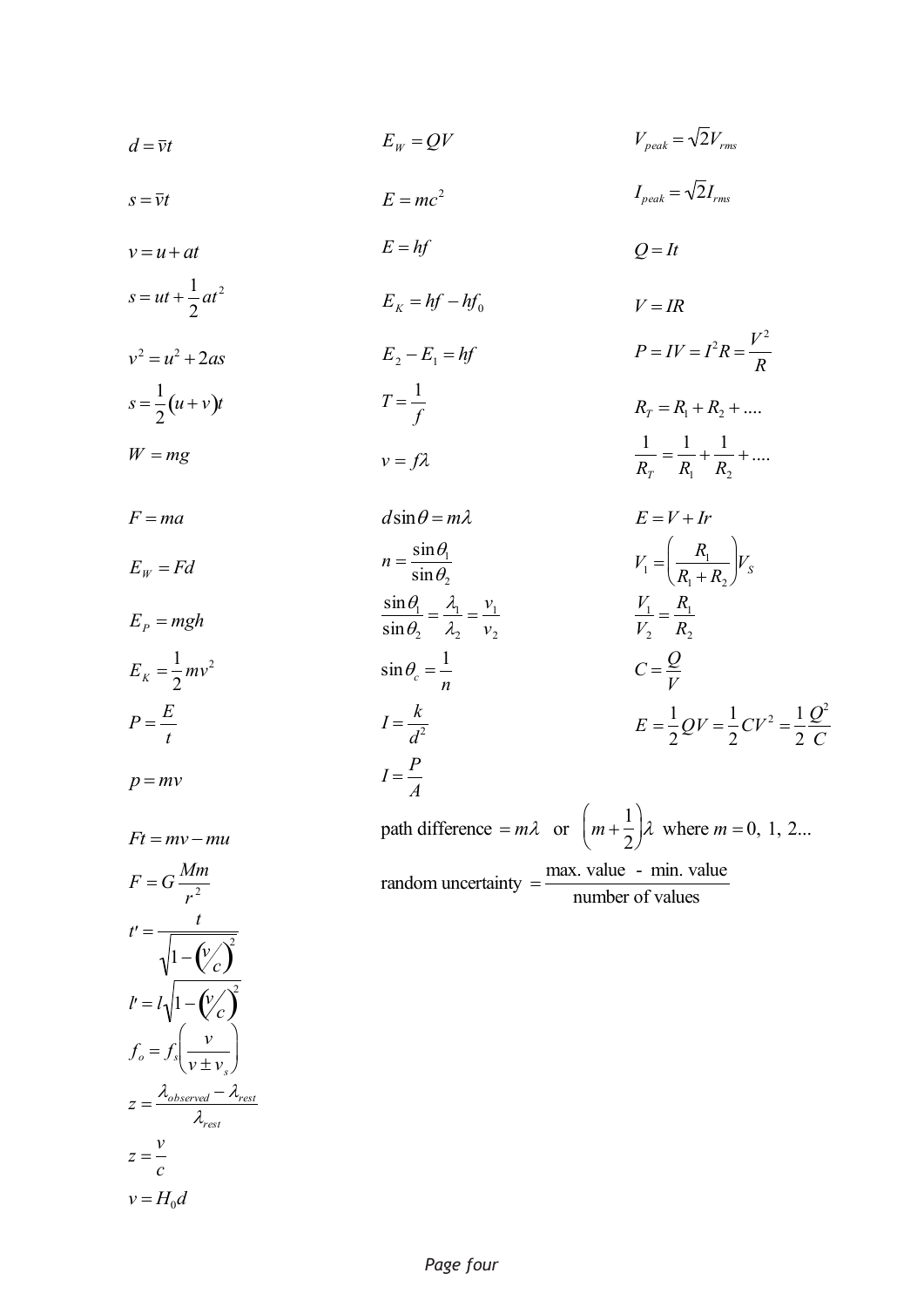$$d = \bar{v}t$$

$$s = \bar{v}t$$

$$v = u + at$$

$$s = ut + \frac{1}{2}at^2$$

$$v^2 = u^2 + 2as$$

$$s = \frac{1}{2}(u + v)t$$

$$W = mg$$

$$F = ma$$

$$E_W = Fd$$

$$E_P = mgh$$

$$E_K = \frac{1}{2}mv^2$$

$$P = \frac{E}{t}$$

$$p = mv$$

$$Ft = mv - mu$$

$$F = G\frac{Mm}{r^2}$$

$$t' = \frac{t}{\sqrt{1 - \left(\frac{v}{c}\right)^2}}$$

$$l' = l\sqrt{1 - \left(\frac{v}{c}\right)^2}$$

$$f_o = f_s\left(\frac{v}{v \pm v_s}\right)$$

$$z = \frac{\lambda_{observed} - \lambda_{rest}}{\lambda_{rest}}$$

$$z = \frac{v}{c}$$

$$v = H_0 d$$

$$E_W = QV$$

$$E = mc^2$$

$$E = hf$$

$$E_K = hf - hf_0$$

$$E_2 - E_1 = hf$$

$$T = \frac{1}{f}$$

$$v = f\lambda$$

$$d\sin\theta = m\lambda$$

$$n = \frac{\sin\theta_1}{\sin\theta_2}$$

$$\frac{\sin\theta_1}{\sin\theta_2} = \frac{\lambda_1}{\lambda_2} = \frac{v_1}{v_2}$$

$$\sin\theta_c = \frac{1}{n}$$

$$I = \frac{k}{d^2}$$

$$I = \frac{P}{A}$$

$$\text{path difference} = m\lambda \quad \text{or} \quad \left(m + \frac{1}{2}\right)\lambda \quad \text{where } m = 0,\ 1,\ 2...$$

$$\text{random uncertainty} = \frac{\text{max. value - min. value}}{\text{number of values}}$$

$$V_{peak} = \sqrt{2}V_{rms}$$

$$I_{peak} = \sqrt{2}I_{rms}$$

$$Q = It$$

$$V = IR$$

$$P = IV = I^2R = \frac{V^2}{R}$$

$$R_T = R_1 + R_2 + ....$$

$$\frac{1}{R_T} = \frac{1}{R_1} + \frac{1}{R_2} + ....$$

$$E = V + Ir$$

$$V_1 = \left(\frac{R_1}{R_1 + R_2}\right)V_S$$

$$\frac{V_1}{V_2} = \frac{R_1}{R_2}$$

$$C = \frac{Q}{V}$$

$$E = \frac{1}{2}QV = \frac{1}{2}CV^2 = \frac{1}{2}\frac{Q^2}{C}$$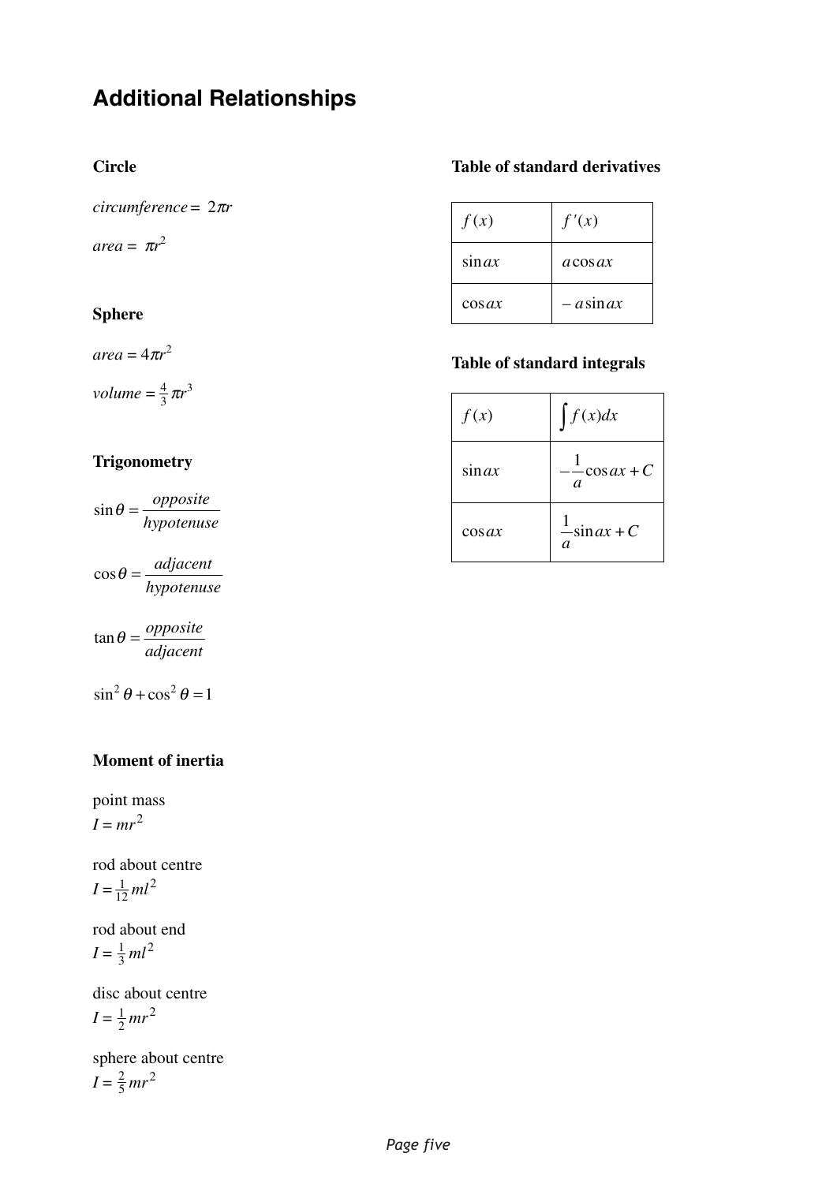# Additional Relationships

### Circle

$circumference = 2\pi r$

$area = \pi r^2$

### Sphere

$area = 4\pi r^2$

$volume = \frac{4}{3}\pi r^3$

### Trigonometry

$$\sin\theta = \frac{opposite}{hypotenuse}$$

$$\cos\theta = \frac{adjacent}{hypotenuse}$$

$$\tan\theta = \frac{opposite}{adjacent}$$

$$\sin^2\theta + \cos^2\theta = 1$$

### Moment of inertia

point mass
$I = mr^2$

rod about centre
$I = \frac{1}{12}ml^2$

rod about end
$I = \frac{1}{3}ml^2$

disc about centre
$I = \frac{1}{2}mr^2$

sphere about centre
$I = \frac{2}{5}mr^2$

### Table of standard derivatives

| $f(x)$ | $f'(x)$ |
|---|---|
| $\sin ax$ | $a\cos ax$ |
| $\cos ax$ | $-a\sin ax$ |

### Table of standard integrals

| $f(x)$ | $\int f(x)dx$ |
|---|---|
| $\sin ax$ | $-\frac{1}{a}\cos ax + C$ |
| $\cos ax$ | $\frac{1}{a}\sin ax + C$ |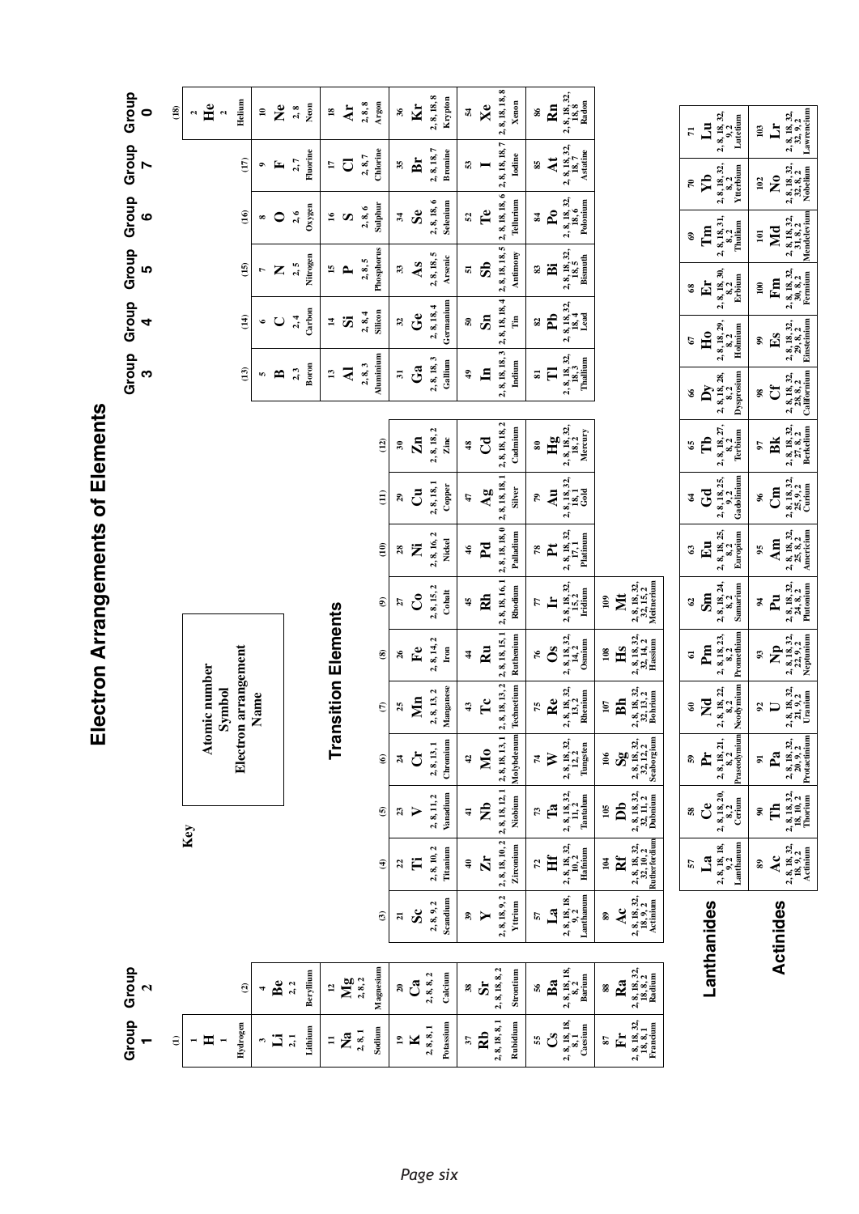# Electron Arrangements of Elements

**Key**

| |
|---|
| Atomic number |
| Symbol |
| Electron arrangement |
| Name |

## Transition Elements

| Group 1 (1) | Group 2 (2) | (3) | (4) | (5) | (6) | (7) | (8) | (9) | (10) | (11) | (12) | Group 3 (13) | Group 4 (14) | Group 5 (15) | Group 6 (16) | Group 7 (17) | Group 0 (18) |
|---|---|---|---|---|---|---|---|---|---|---|---|---|---|---|---|---|---|
| 1 H 1 Hydrogen | | | | | | | | | | | | | | | | | 2 He 2 Helium |
| 3 Li 2, 1 Lithium | 4 Be 2, 2 Beryllium | | | | | | | | | | | 5 B 2, 3 Boron | 6 C 2, 4 Carbon | 7 N 2, 5 Nitrogen | 8 O 2, 6 Oxygen | 9 F 2, 7 Fluorine | 10 Ne 2, 8 Neon |
| 11 Na 2, 8, 1 Sodium | 12 Mg 2, 8, 2 Magnesium | | | | | | | | | | | 13 Al 2, 8, 3 Aluminium | 14 Si 2, 8, 4 Silicon | 15 P 2, 8, 5 Phosphorus | 16 S 2, 8, 6 Sulphur | 17 Cl 2, 8, 7 Chlorine | 18 Ar 2, 8, 8 Argon |
| 19 K 2, 8, 8, 1 Potassium | 20 Ca 2, 8, 8, 2 Calcium | 21 Sc 2, 8, 9, 2 Scandium | 22 Ti 2, 8, 10, 2 Titanium | 23 V 2, 8, 11, 2 Vanadium | 24 Cr 2, 8, 13, 1 Chromium | 25 Mn 2, 8, 13, 2 Manganese | 26 Fe 2, 8, 14, 2 Iron | 27 Co 2, 8, 15, 2 Cobalt | 28 Ni 2, 8, 16, 2 Nickel | 29 Cu 2, 8, 18, 1 Copper | 30 Zn 2, 8, 18, 2 Zinc | 31 Ga 2, 8, 18, 3 Gallium | 32 Ge 2, 8, 18, 4 Germanium | 33 As 2, 8, 18, 5 Arsenic | 34 Se 2, 8, 18, 6 Selenium | 35 Br 2, 8, 18, 7 Bromine | 36 Kr 2, 8, 18, 8 Krypton |
| 37 Rb 2, 8, 18, 8, 1 Rubidium | 38 Sr 2, 8, 18, 8, 2 Strontium | 39 Y 2, 8, 18, 9, 2 Yttrium | 40 Zr 2, 8, 18, 10, 2 Zirconium | 41 Nb 2, 8, 18, 12, 1 Niobium | 42 Mo 2, 8, 18, 13, 1 Molybdenum | 43 Tc 2, 8, 18, 13, 2 Technetium | 44 Ru 2, 8, 18, 15, 1 Ruthenium | 45 Rh 2, 8, 18, 16, 1 Rhodium | 46 Pd 2, 8, 18, 18, 0 Palladium | 47 Ag 2, 8, 18, 18, 1 Silver | 48 Cd 2, 8, 18, 18, 2 Cadmium | 49 In 2, 8, 18, 18, 3 Indium | 50 Sn 2, 8, 18, 18, 4 Tin | 51 Sb 2, 8, 18, 18, 5 Antimony | 52 Te 2, 8, 18, 18, 6 Tellurium | 53 I 2, 8, 18, 18, 7 Iodine | 54 Xe 2, 8, 18, 18, 8 Xenon |
| 55 Cs 2, 8, 18, 18, 8, 1 Caesium | 56 Ba 2, 8, 18, 18, 8, 2 Barium | 57 La 2, 8, 18, 18, 9, 2 Lanthanum | 72 Hf 2, 8, 18, 32, 10, 2 Hafnium | 73 Ta 2, 8, 18, 32, 11, 2 Tantalum | 74 W 2, 8, 18, 32, 12, 2 Tungsten | 75 Re 2, 8, 18, 32, 13, 2 Rhenium | 76 Os 2, 8, 18, 32, 14, 2 Osmium | 77 Ir 2, 8, 18, 32, 15, 2 Iridium | 78 Pt 2, 8, 18, 32, 17, 1 Platinum | 79 Au 2, 8, 18, 32, 18, 1 Gold | 80 Hg 2, 8, 18, 32, 18, 2 Mercury | 81 Tl 2, 8, 18, 32, 18, 3 Thallium | 82 Pb 2, 8, 18, 32, 18, 4 Lead | 83 Bi 2, 8, 18, 32, 18, 5 Bismuth | 84 Po 2, 8, 18, 32, 18, 6 Polonium | 85 At 2, 8, 18, 32, 18, 7 Astatine | 86 Rn 2, 8, 18, 32, 18, 8 Radon |
| 87 Fr 2, 8, 18, 32, 18, 8, 1 Francium | 88 Ra 2, 8, 18, 32, 18, 8, 2 Radium | 89 Ac 2, 8, 18, 32, 18, 9, 2 Actinium | 104 Rf 2, 8, 18, 32, 32, 10, 2 Rutherfordium | 105 Db 2, 8, 18, 32, 32, 11, 2 Dubnium | 106 Sg 2, 8, 18, 32, 32, 12, 2 Seaborgium | 107 Bh 2, 8, 18, 32, 32, 13, 2 Bohrium | 108 Hs 2, 8, 18, 32, 32, 14, 2 Hassium | 109 Mt 2, 8, 18, 32, 32, 15, 2 Meitnerium | | | | | | | | | |

## Lanthanides

| | | | | | | | | | | | | | | |
|---|---|---|---|---|---|---|---|---|---|---|---|---|---|---|
| 57 La 2, 8, 18, 18, 9, 2 Lanthanum | 58 Ce 2, 8, 18, 20, 8, 2 Cerium | 59 Pr 2, 8, 18, 21, 8, 2 Praseodymium | 60 Nd 2, 8, 18, 22, 8, 2 Neodymium | 61 Pm 2, 8, 18, 23, 8, 2 Promethium | 62 Sm 2, 8, 18, 24, 8, 2 Samarium | 63 Eu 2, 8, 18, 25, 8, 2 Europium | 64 Gd 2, 8, 18, 25, 9, 2 Gadolinium | 65 Tb 2, 8, 18, 27, 8, 2 Terbium | 66 Dy 2, 8, 18, 28, 8, 2 Dysprosium | 67 Ho 2, 8, 18, 29, 8, 2 Holmium | 68 Er 2, 8, 18, 30, 8, 2 Erbium | 69 Tm 2, 8, 18, 31, 8, 2 Thulium | 70 Yb 2, 8, 18, 32, 8, 2 Ytterbium | 71 Lu 2, 8, 18, 32, 9, 2 Lutetium |

## Actinides

| | | | | | | | | | | | | | | |
|---|---|---|---|---|---|---|---|---|---|---|---|---|---|---|
| 89 Ac 2, 8, 18, 32, 18, 9, 2 Actinium | 90 Th 2, 8, 18, 32, 18, 10, 2 Thorium | 91 Pa 2, 8, 18, 32, 20, 9, 2 Protactinium | 92 U 2, 8, 18, 32, 21, 9, 2 Uranium | 93 Np 2, 8, 18, 32, 22, 9, 2 Neptunium | 94 Pu 2, 8, 18, 32, 24, 8, 2 Plutonium | 95 Am 2, 8, 18, 32, 25, 8, 2 Americium | 96 Cm 2, 8, 18, 32, 25, 9, 2 Curium | 97 Bk 2, 8, 18, 32, 27, 8, 2 Berkelium | 98 Cf 2, 8, 18, 32, 28, 8, 2 Californium | 99 Es 2, 8, 18, 32, 29, 8, 2 Einsteinium | 100 Fm 2, 8, 18, 32, 30, 8, 2 Fermium | 101 Md 2, 8, 18, 32, 31, 8, 2 Mendelevium | 102 No 2, 8, 18, 32, 32, 8, 2 Nobelium | 103 Lr 2, 8, 18, 32, 32, 9, 2 Lawrencium |